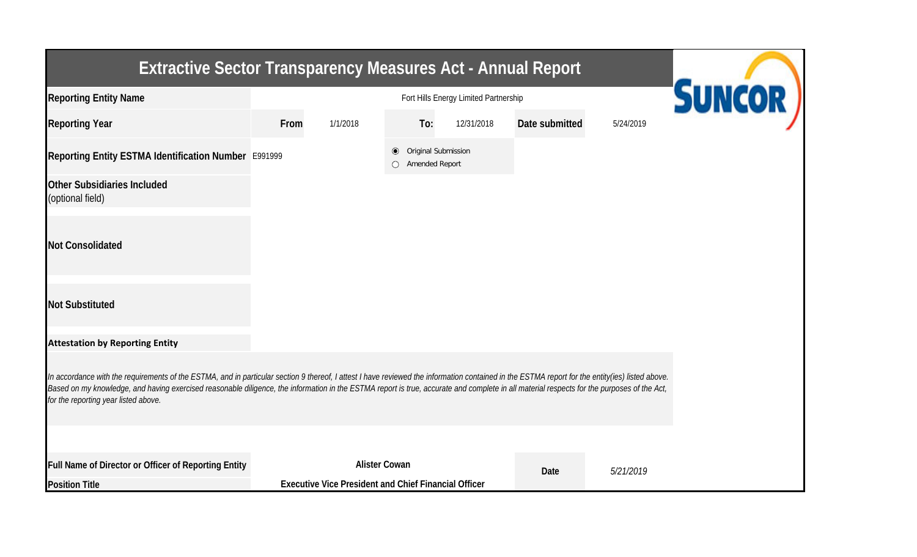# Extractive Sector Transparency Measures Act - Annual Report

SUNCOR

| | | | | | | |
|---|---|---|---|---|---|---|
| **Reporting Entity Name** | Fort Hills Energy Limited Partnership | | | | | |
| **Reporting Year** | **From** | 1/1/2018 | **To:** | 12/31/2018 | **Date submitted** | 5/24/2019 |
| **Reporting Entity ESTMA Identification Number** | E991999 | | ◉ Original Submission<br>○ Amended Report | | | |
| **Other Subsidiaries Included** (optional field) | | | | | | |
| **Not Consolidated** | | | | | | |
| **Not Substituted** | | | | | | |

**Attestation by Reporting Entity**

*In accordance with the requirements of the ESTMA, and in particular section 9 thereof, I attest I have reviewed the information contained in the ESTMA report for the entity(ies) listed above. Based on my knowledge, and having exercised reasonable diligence, the information in the ESTMA report is true, accurate and complete in all material respects for the purposes of the Act, for the reporting year listed above.*

| | | | |
|---|---|---|---|
| **Full Name of Director or Officer of Reporting Entity** | **Alister Cowan** | **Date** | *5/21/2019* |
| **Position Title** | **Executive Vice President and Chief Financial Officer** | | |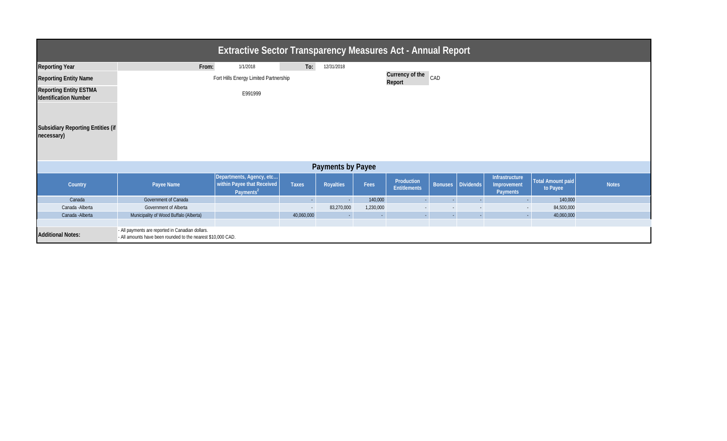# Extractive Sector Transparency Measures Act - Annual Report

| | | | | |
|---|---|---|---|---|
| **Reporting Year** | **From:** | 1/1/2018 | **To:** | 12/31/2018 |
| **Reporting Entity Name** | Fort Hills Energy Limited Partnership | | **Currency of the Report** | CAD |
| **Reporting Entity ESTMA Identification Number** | E991999 | | | |
| **Subsidiary Reporting Entities (if necessary)** | | | | |

## Payments by Payee

| Country | Payee Name | Departments, Agency, etc… within Payee that Received Payments[2] | Taxes | Royalties | Fees | Production Entitlements | Bonuses | Dividends | Infrastructure Improvement Payments | Total Amount paid to Payee | Notes |
|---|---|---|---|---|---|---|---|---|---|---|---|
| Canada | Government of Canada | | - | - | 140,000 | - | - | - | - | 140,000 | |
| Canada -Alberta | Government of Alberta | | - | 83,270,000 | 1,230,000 | - | - | - | - | 84,500,000 | |
| Canada -Alberta | Municipality of Wood Buffalo (Alberta) | | 40,060,000 | - | - | - | - | - | - | 40,060,000 | |

**Additional Notes:**

- All payments are reported in Canadian dollars.
- All amounts have been rounded to the nearest $10,000 CAD.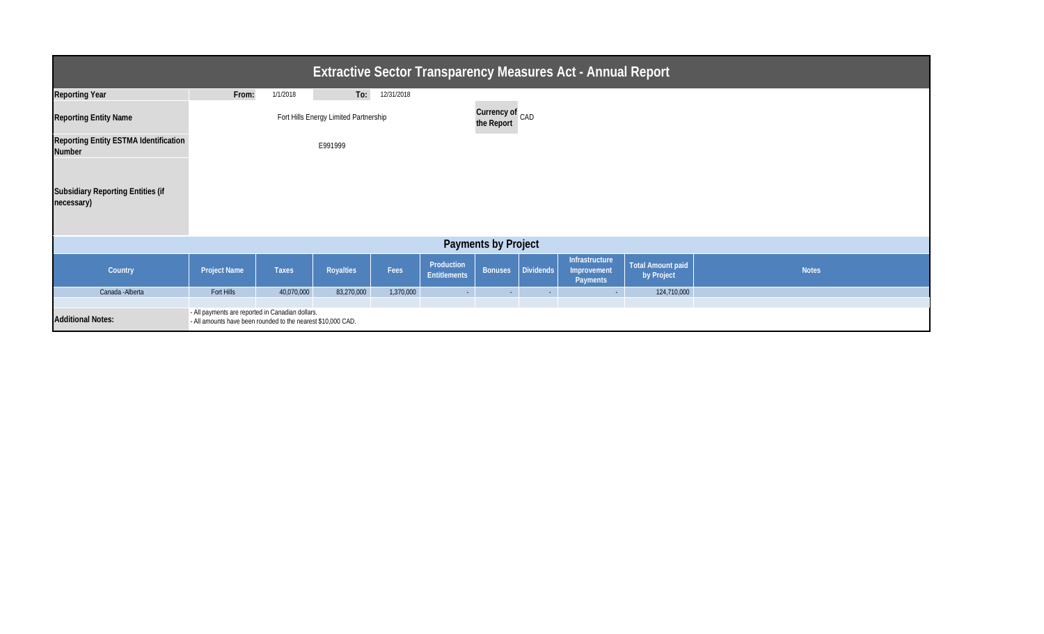# Extractive Sector Transparency Measures Act - Annual Report

| | | | |
|---|---|---|---|
| **Reporting Year** | **From:** 1/1/2018 | **To:** 12/31/2018 | |
| **Reporting Entity Name** | Fort Hills Energy Limited Partnership | **Currency of the Report** | CAD |
| **Reporting Entity ESTMA Identification Number** | E991999 | | |
| **Subsidiary Reporting Entities (if necessary)** | | | |

## Payments by Project

| Country | Project Name | Taxes | Royalties | Fees | Production Entitlements | Bonuses | Dividends | Infrastructure Improvement Payments | Total Amount paid by Project | Notes |
|---|---|---|---|---|---|---|---|---|---|---|
| Canada -Alberta | Fort Hills | 40,070,000 | 83,270,000 | 1,370,000 | - | - | - | - | 124,710,000 | |
| | | | | | | | | | | |

**Additional Notes:**
- All payments are reported in Canadian dollars.
- All amounts have been rounded to the nearest $10,000 CAD.